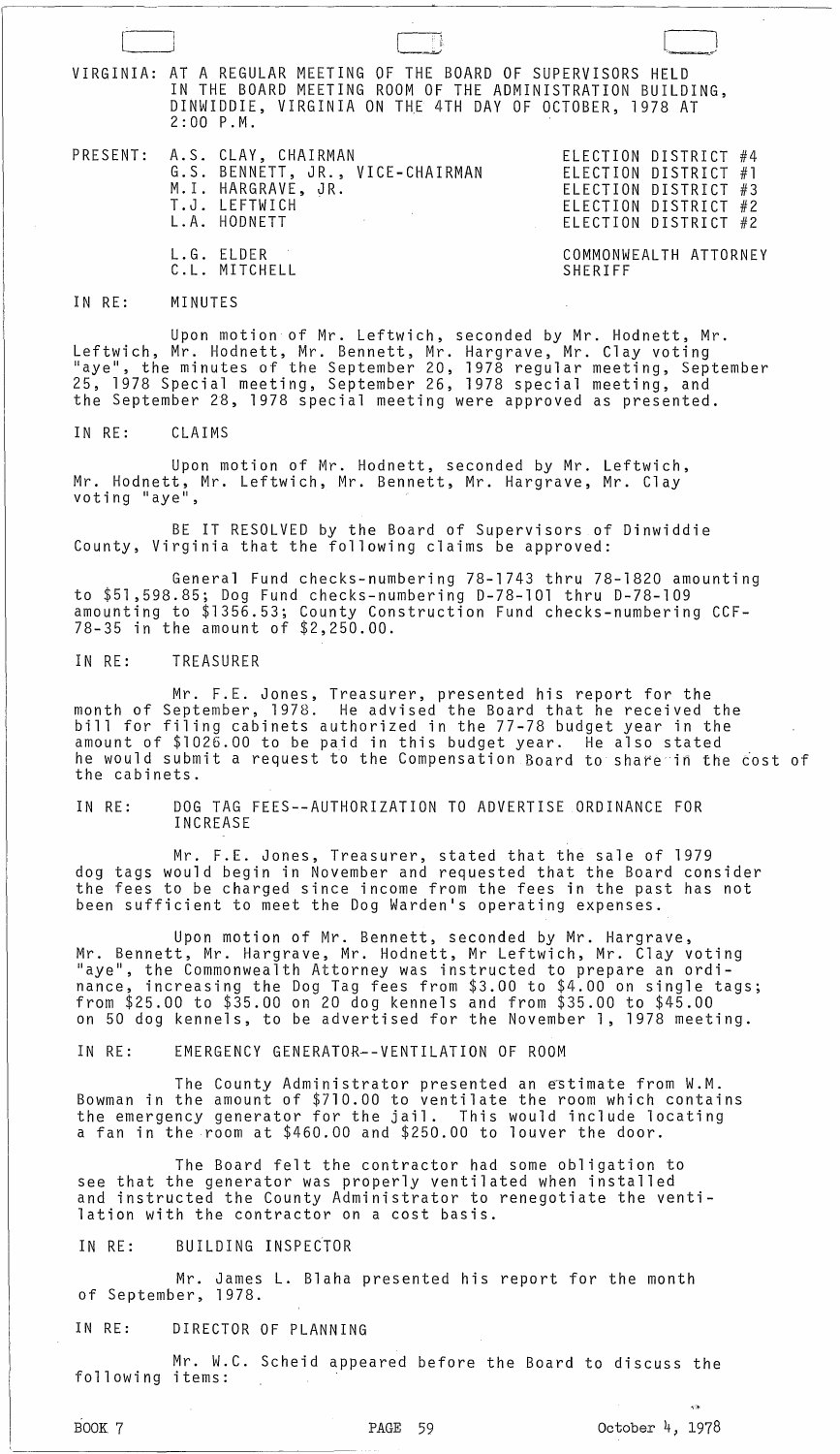VIRGINIA: AT A REGULAR MEETING OF THE BOARD OF SUPERVISORS HELD IN THE BOARD MEETING ROOM OF THE ADMINISTRATION BUILDING, DINWIDDIE, VIRGINIA ON THE 4TH DAY OF OCTOBER, 1978 AT 2:00 P.M.

| PRESENT: | | |
|---|---|---|
| | A.S. CLAY, CHAIRMAN | ELECTION DISTRICT #4 |
| | G.S. BENNETT, JR., VICE-CHAIRMAN | ELECTION DISTRICT #1 |
| | M.I. HARGRAVE, JR. | ELECTION DISTRICT #3 |
| | T.J. LEFTWICH | ELECTION DISTRICT #2 |
| | L.A. HODNETT | ELECTION DISTRICT #2 |
| | L.G. ELDER | COMMONWEALTH ATTORNEY |
| | C.L. MITCHELL | SHERIFF |

IN RE: MINUTES

Upon motion of Mr. Leftwich, seconded by Mr. Hodnett, Mr. Leftwich, Mr. Hodnett, Mr. Bennett, Mr. Hargrave, Mr. Clay voting "aye", the minutes of the September 20, 1978 regular meeting, September 25, 1978 Special meeting, September 26, 1978 special meeting, and the September 28, 1978 special meeting were approved as presented.

IN RE: CLAIMS

Upon motion of Mr. Hodnett, seconded by Mr. Leftwich, Mr. Hodnett, Mr. Leftwich, Mr. Bennett, Mr. Hargrave, Mr. Clay voting "aye",

BE IT RESOLVED by the Board of Supervisors of Dinwiddie County, Virginia that the following claims be approved:

General Fund checks-numbering 78-1743 thru 78-1820 amounting to $51,598.85; Dog Fund checks-numbering D-78-101 thru D-78-109 amounting to $1356.53; County Construction Fund checks-numbering CCF-78-35 in the amount of $2,250.00.

IN RE: TREASURER

Mr. F.E. Jones, Treasurer, presented his report for the month of September, 1978. He advised the Board that he received the bill for filing cabinets authorized in the 77-78 budget year in the amount of $1026.00 to be paid in this budget year. He also stated he would submit a request to the Compensation Board to share in the cost of the cabinets.

IN RE: DOG TAG FEES--AUTHORIZATION TO ADVERTISE ORDINANCE FOR INCREASE

Mr. F.E. Jones, Treasurer, stated that the sale of 1979 dog tags would begin in November and requested that the Board consider the fees to be charged since income from the fees in the past has not been sufficient to meet the Dog Warden's operating expenses.

Upon motion of Mr. Bennett, seconded by Mr. Hargrave, Mr. Bennett, Mr. Hargrave, Mr. Hodnett, Mr Leftwich, Mr. Clay voting "aye", the Commonwealth Attorney was instructed to prepare an ordinance, increasing the Dog Tag fees from $3.00 to $4.00 on single tags; from $25.00 to $35.00 on 20 dog kennels and from $35.00 to $45.00 on 50 dog kennels, to be advertised for the November 1, 1978 meeting.

IN RE: EMERGENCY GENERATOR--VENTILATION OF ROOM

The County Administrator presented an estimate from W.M. Bowman in the amount of $710.00 to ventilate the room which contains the emergency generator for the jail. This would include locating a fan in the room at $460.00 and $250.00 to louver the door.

The Board felt the contractor had some obligation to see that the generator was properly ventilated when installed and instructed the County Administrator to renegotiate the ventilation with the contractor on a cost basis.

IN RE: BUILDING INSPECTOR

Mr. James L. Blaha presented his report for the month of September, 1978.

IN RE: DIRECTOR OF PLANNING

Mr. W.C. Scheid appeared before the Board to discuss the following items:

BOOK 7 PAGE 59 October 4, 1978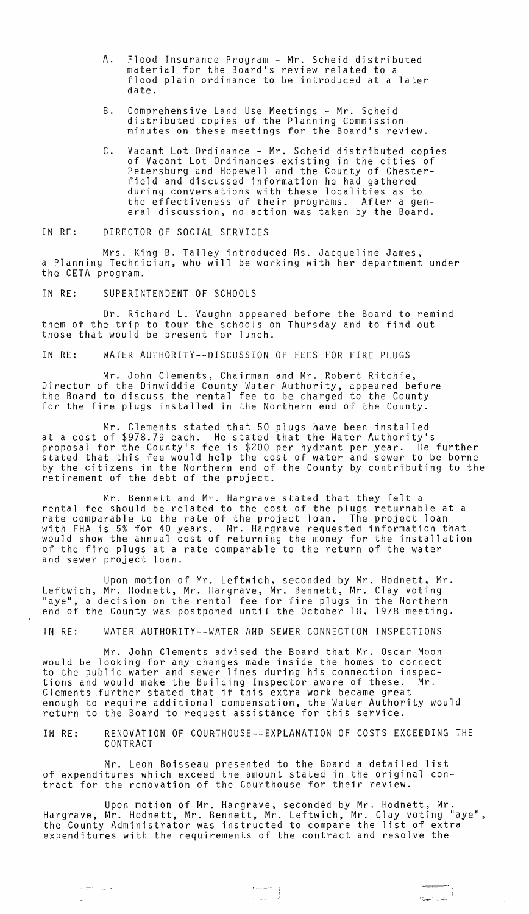A. Flood Insurance Program - Mr. Scheid distributed material for the Board's review related to a flood plain ordinance to be introduced at a later date.

B. Comprehensive Land Use Meetings - Mr. Scheid distributed copies of the Planning Commission minutes on these meetings for the Board's review.

C. Vacant Lot Ordinance - Mr. Scheid distributed copies of Vacant Lot Ordinances existing in the cities of Petersburg and Hopewell and the County of Chesterfield and discussed information he had gathered during conversations with these localities as to the effectiveness of their programs. After a general discussion, no action was taken by the Board.

IN RE: DIRECTOR OF SOCIAL SERVICES

Mrs. King B. Talley introduced Ms. Jacqueline James, a Planning Technician, who will be working with her department under the CETA program.

IN RE: SUPERINTENDENT OF SCHOOLS

Dr. Richard L. Vaughn appeared before the Board to remind them of the trip to tour the schools on Thursday and to find out those that would be present for lunch.

IN RE: WATER AUTHORITY--DISCUSSION OF FEES FOR FIRE PLUGS

Mr. John Clements, Chairman and Mr. Robert Ritchie, Director of the Dinwiddie County Water Authority, appeared before the Board to discuss the rental fee to be charged to the County for the fire plugs installed in the Northern end of the County.

Mr. Clements stated that 50 plugs have been installed at a cost of $978.79 each. He stated that the Water Authority's proposal for the County's fee is $200 per hydrant per year. He further stated that this fee would help the cost of water and sewer to be borne by the citizens in the Northern end of the County by contributing to the retirement of the debt of the project.

Mr. Bennett and Mr. Hargrave stated that they felt a rental fee should be related to the cost of the plugs returnable at a rate comparable to the rate of the project loan. The project loan with FHA is 5% for 40 years. Mr. Hargrave requested information that would show the annual cost of returning the money for the installation of the fire plugs at a rate comparable to the return of the water and sewer project loan.

Upon motion of Mr. Leftwich, seconded by Mr. Hodnett, Mr. Leftwich, Mr. Hodnett, Mr. Hargrave, Mr. Bennett, Mr. Clay voting "aye", a decision on the rental fee for fire plugs in the Northern end of the County was postponed until the October 18, 1978 meeting.

IN RE: WATER AUTHORITY--WATER AND SEWER CONNECTION INSPECTIONS

Mr. John Clements advised the Board that Mr. Oscar Moon would be looking for any changes made inside the homes to connect to the public water and sewer lines during his connection inspections and would make the Building Inspector aware of these. Mr. Clements further stated that if this extra work became great enough to require additional compensation, the Water Authority would return to the Board to request assistance for this service.

IN RE: RENOVATION OF COURTHOUSE--EXPLANATION OF COSTS EXCEEDING THE CONTRACT

Mr. Leon Boisseau presented to the Board a detailed list of expenditures which exceed the amount stated in the original contract for the renovation of the Courthouse for their review.

Upon motion of Mr. Hargrave, seconded by Mr. Hodnett, Mr. Hargrave, Mr. Hodnett, Mr. Bennett, Mr. Leftwich, Mr. Clay voting "aye", the County Administrator was instructed to compare the list of extra expenditures with the requirements of the contract and resolve the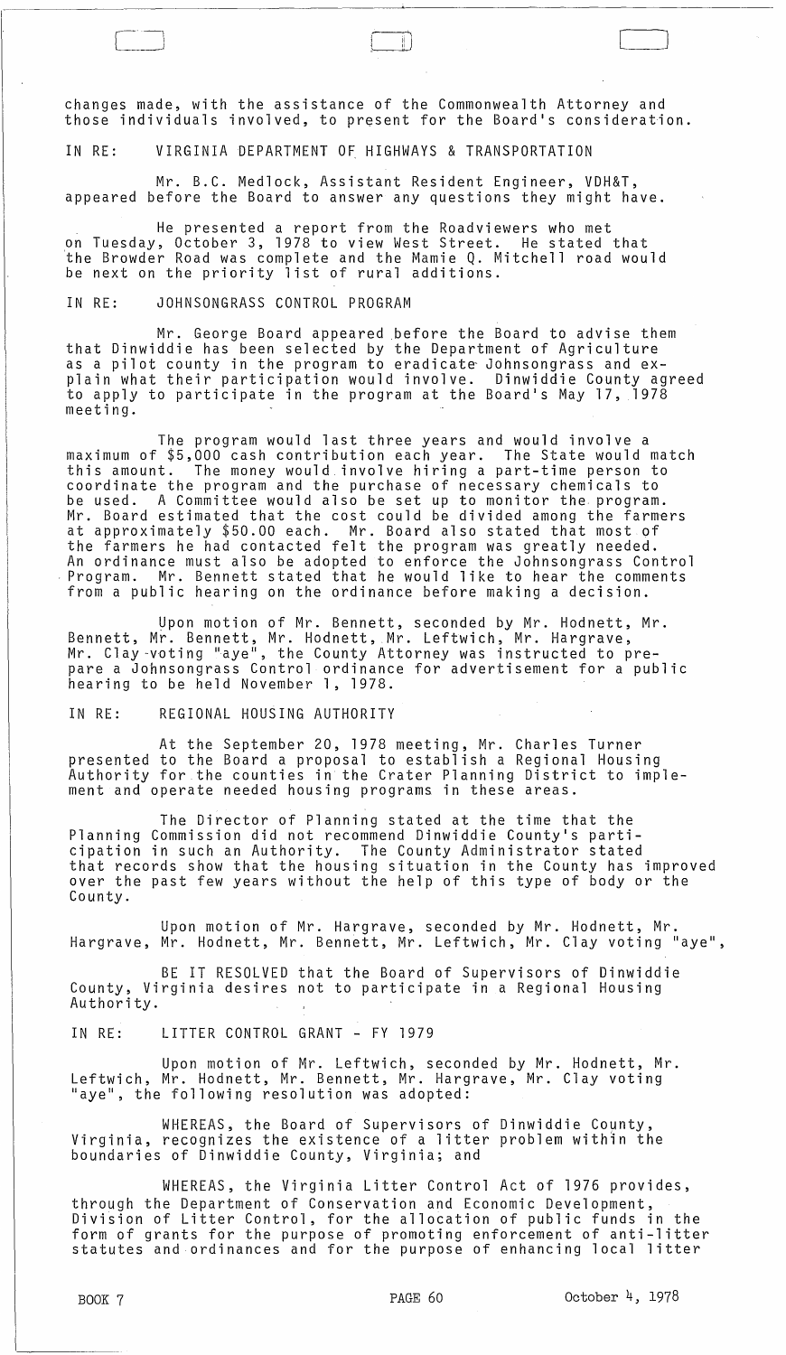changes made, with the assistance of the Commonwealth Attorney and those individuals involved, to present for the Board's consideration.

IN RE: VIRGINIA DEPARTMENT OF HIGHWAYS & TRANSPORTATION

Mr. B.C. Medlock, Assistant Resident Engineer, VDH&T, appeared before the Board to answer any questions they might have.

He presented a report from the Roadviewers who met on Tuesday, October 3, 1978 to view West Street. He stated that the Browder Road was complete and the Mamie Q. Mitchell road would be next on the priority list of rural additions.

IN RE: JOHNSONGRASS CONTROL PROGRAM

Mr. George Board appeared before the Board to advise them that Dinwiddie has been selected by the Department of Agriculture as a pilot county in the program to eradicate Johnsongrass and explain what their participation would involve. Dinwiddie County agreed to apply to participate in the program at the Board's May 17, 1978 meeting.

The program would last three years and would involve a maximum of $5,000 cash contribution each year. The State would match this amount. The money would involve hiring a part-time person to coordinate the program and the purchase of necessary chemicals to be used. A Committee would also be set up to monitor the program. Mr. Board estimated that the cost could be divided among the farmers at approximately $50.00 each. Mr. Board also stated that most of the farmers he had contacted felt the program was greatly needed. An ordinance must also be adopted to enforce the Johnsongrass Control Program. Mr. Bennett stated that he would like to hear the comments from a public hearing on the ordinance before making a decision.

Upon motion of Mr. Bennett, seconded by Mr. Hodnett, Mr. Bennett, Mr. Bennett, Mr. Hodnett, Mr. Leftwich, Mr. Hargrave, Mr. Clay voting "aye", the County Attorney was instructed to prepare a Johnsongrass Control ordinance for advertisement for a public hearing to be held November 1, 1978.

IN RE: REGIONAL HOUSING AUTHORITY

At the September 20, 1978 meeting, Mr. Charles Turner presented to the Board a proposal to establish a Regional Housing Authority for the counties in the Crater Planning District to implement and operate needed housing programs in these areas.

The Director of Planning stated at the time that the Planning Commission did not recommend Dinwiddie County's participation in such an Authority. The County Administrator stated that records show that the housing situation in the County has improved over the past few years without the help of this type of body or the County.

Upon motion of Mr. Hargrave, seconded by Mr. Hodnett, Mr. Hargrave, Mr. Hodnett, Mr. Bennett, Mr. Leftwich, Mr. Clay voting "aye",

BE IT RESOLVED that the Board of Supervisors of Dinwiddie County, Virginia desires not to participate in a Regional Housing Authority.

IN RE: LITTER CONTROL GRANT - FY 1979

Upon motion of Mr. Leftwich, seconded by Mr. Hodnett, Mr. Leftwich, Mr. Hodnett, Mr. Bennett, Mr. Hargrave, Mr. Clay voting "aye", the following resolution was adopted:

WHEREAS, the Board of Supervisors of Dinwiddie County, Virginia, recognizes the existence of a litter problem within the boundaries of Dinwiddie County, Virginia; and

WHEREAS, the Virginia Litter Control Act of 1976 provides, through the Department of Conservation and Economic Development, Division of Litter Control, for the allocation of public funds in the form of grants for the purpose of promoting enforcement of anti-litter statutes and ordinances and for the purpose of enhancing local litter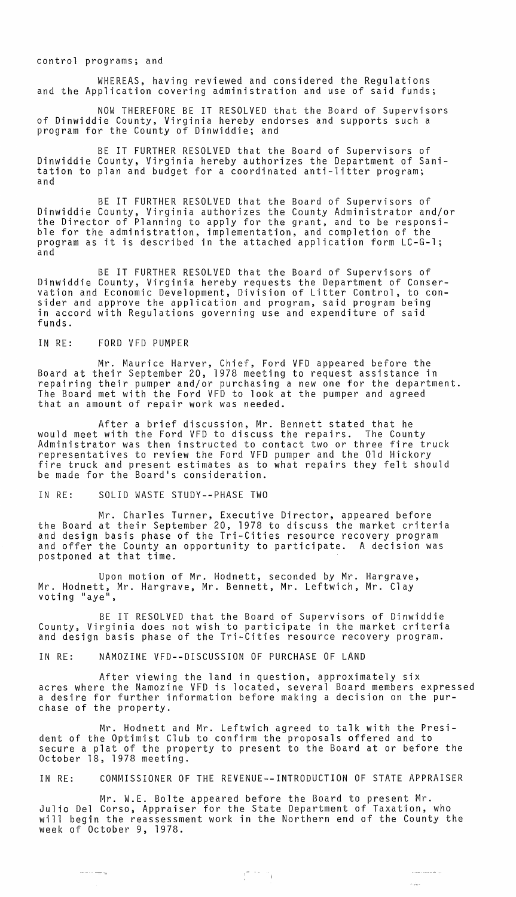control programs; and

WHEREAS, having reviewed and considered the Regulations and the Application covering administration and use of said funds;

NOW THEREFORE BE IT RESOLVED that the Board of Supervisors of Dinwiddie County, Virginia hereby endorses and supports such a program for the County of Dinwiddie; and

BE IT FURTHER RESOLVED that the Board of Supervisors of Dinwiddie County, Virginia hereby authorizes the Department of Sanitation to plan and budget for a coordinated anti-litter program; and

BE IT FURTHER RESOLVED that the Board of Supervisors of Dinwiddie County, Virginia authorizes the County Administrator and/or the Director of Planning to apply for the grant, and to be responsible for the administration, implementation, and completion of the program as it is described in the attached application form LC-G-1; and

BE IT FURTHER RESOLVED that the Board of Supervisors of Dinwiddie County, Virginia hereby requests the Department of Conservation and Economic Development, Division of Litter Control, to consider and approve the application and program, said program being in accord with Regulations governing use and expenditure of said funds.

IN RE: FORD VFD PUMPER

Mr. Maurice Harver, Chief, Ford VFD appeared before the Board at their September 20, 1978 meeting to request assistance in repairing their pumper and/or purchasing a new one for the department. The Board met with the Ford VFD to look at the pumper and agreed that an amount of repair work was needed.

After a brief discussion, Mr. Bennett stated that he would meet with the Ford VFD to discuss the repairs. The County Administrator was then instructed to contact two or three fire truck representatives to review the Ford VFD pumper and the Old Hickory fire truck and present estimates as to what repairs they felt should be made for the Board's consideration.

IN RE: SOLID WASTE STUDY--PHASE TWO

Mr. Charles Turner, Executive Director, appeared before the Board at their September 20, 1978 to discuss the market criteria and design basis phase of the Tri-Cities resource recovery program and offer the County an opportunity to participate. A decision was postponed at that time.

Upon motion of Mr. Hodnett, seconded by Mr. Hargrave, Mr. Hodnett, Mr. Hargrave, Mr. Bennett, Mr. Leftwich, Mr. Clay voting "aye",

BE IT RESOLVED that the Board of Supervisors of Dinwiddie County, Virginia does not wish to participate in the market criteria and design basis phase of the Tri-Cities resource recovery program.

IN RE: NAMOZINE VFD--DISCUSSION OF PURCHASE OF LAND

After viewing the land in question, approximately six acres where the Namozine VFD is located, several Board members expressed a desire for further information before making a decision on the purchase of the property.

Mr. Hodnett and Mr. Leftwich agreed to talk with the President of the Optimist Club to confirm the proposals offered and to secure a plat of the property to present to the Board at or before the October 18, 1978 meeting.

IN RE: COMMISSIONER OF THE REVENUE--INTRODUCTION OF STATE APPRAISER

Mr. W.E. Bolte appeared before the Board to present Mr. Julio Del Corso, Appraiser for the State Department of Taxation, who will begin the reassessment work in the Northern end of the County the week of October 9, 1978.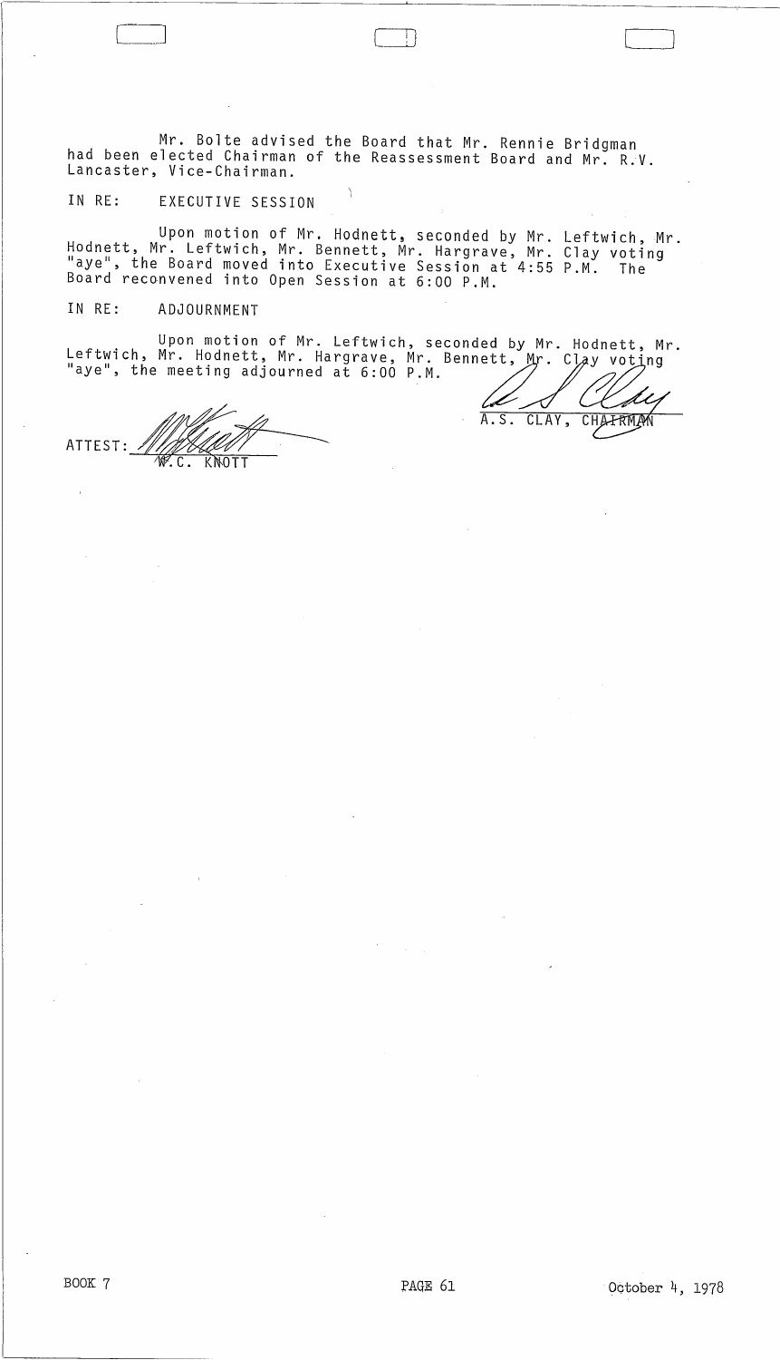Mr. Bolte advised the Board that Mr. Rennie Bridgman had been elected Chairman of the Reassessment Board and Mr. R.V. Lancaster, Vice-Chairman.

IN RE: EXECUTIVE SESSION

Upon motion of Mr. Hodnett, seconded by Mr. Leftwich, Mr. Hodnett, Mr. Leftwich, Mr. Bennett, Mr. Hargrave, Mr. Clay voting "aye", the Board moved into Executive Session at 4:55 P.M. The Board reconvened into Open Session at 6:00 P.M.

IN RE: ADJOURNMENT

Upon motion of Mr. Leftwich, seconded by Mr. Hodnett, Mr. Leftwich, Mr. Hodnett, Mr. Hargrave, Mr. Bennett, Mr. Clay voting "aye", the meeting adjourned at 6:00 P.M.

A.S. CLAY, CHAIRMAN

ATTEST: W.C. KNOTT